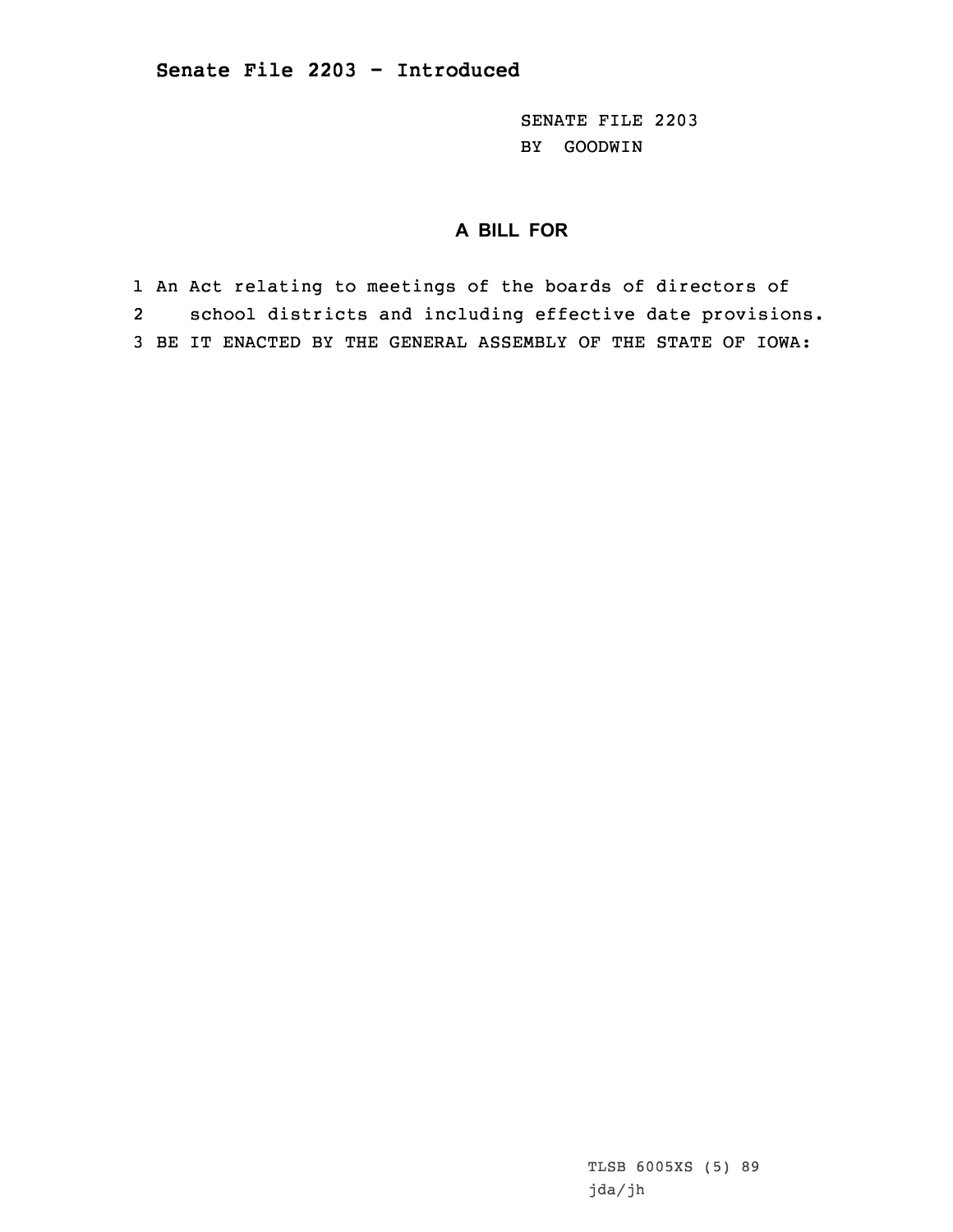## Senate File 2203 - Introduced

SENATE FILE 2203
BY GOODWIN

### A BILL FOR

1 An Act relating to meetings of the boards of directors of
2 school districts and including effective date provisions.
3 BE IT ENACTED BY THE GENERAL ASSEMBLY OF THE STATE OF IOWA:

TLSB 6005XS (5) 89
jda/jh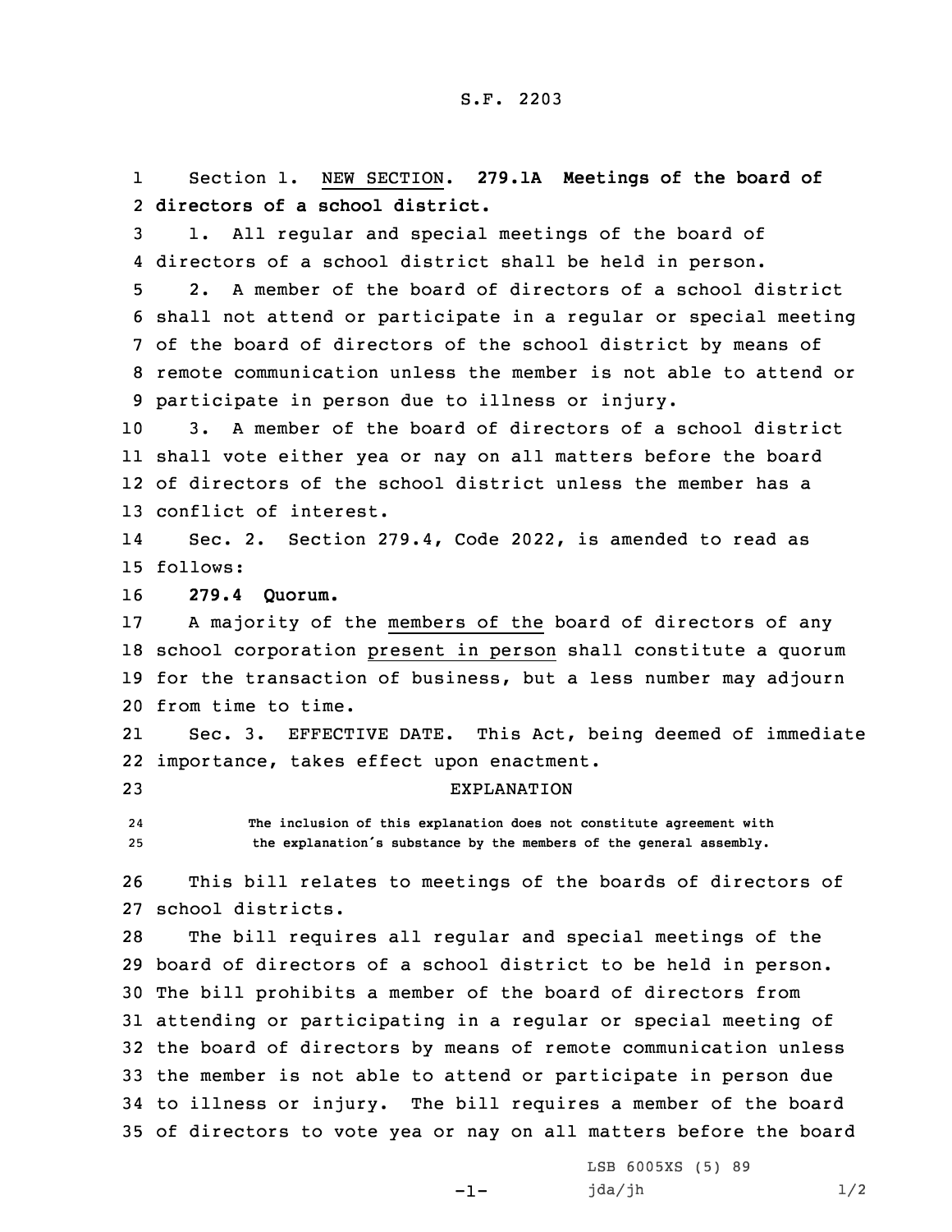S.F. 2203

Section 1. NEW SECTION. **279.1A Meetings of the board of directors of a school district.**

1. All regular and special meetings of the board of directors of a school district shall be held in person.

2. A member of the board of directors of a school district shall not attend or participate in a regular or special meeting of the board of directors of the school district by means of remote communication unless the member is not able to attend or participate in person due to illness or injury.

3. A member of the board of directors of a school district shall vote either yea or nay on all matters before the board of directors of the school district unless the member has a conflict of interest.

Sec. 2. Section 279.4, Code 2022, is amended to read as follows:

**279.4 Quorum.**

A majority of the members of the board of directors of any school corporation present in person shall constitute a quorum for the transaction of business, but a less number may adjourn from time to time.

Sec. 3. EFFECTIVE DATE. This Act, being deemed of immediate importance, takes effect upon enactment.

EXPLANATION

The inclusion of this explanation does not constitute agreement with the explanation's substance by the members of the general assembly.

This bill relates to meetings of the boards of directors of school districts.

The bill requires all regular and special meetings of the board of directors of a school district to be held in person. The bill prohibits a member of the board of directors from attending or participating in a regular or special meeting of the board of directors by means of remote communication unless the member is not able to attend or participate in person due to illness or injury. The bill requires a member of the board of directors to vote yea or nay on all matters before the board

LSB 6005XS (5) 89

jda/jh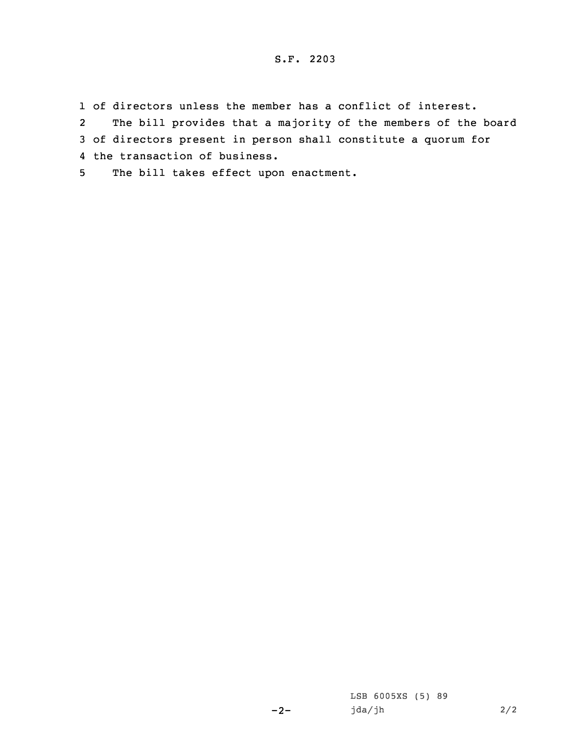of directors unless the member has a conflict of interest.

The bill provides that a majority of the members of the board of directors present in person shall constitute a quorum for the transaction of business.

The bill takes effect upon enactment.